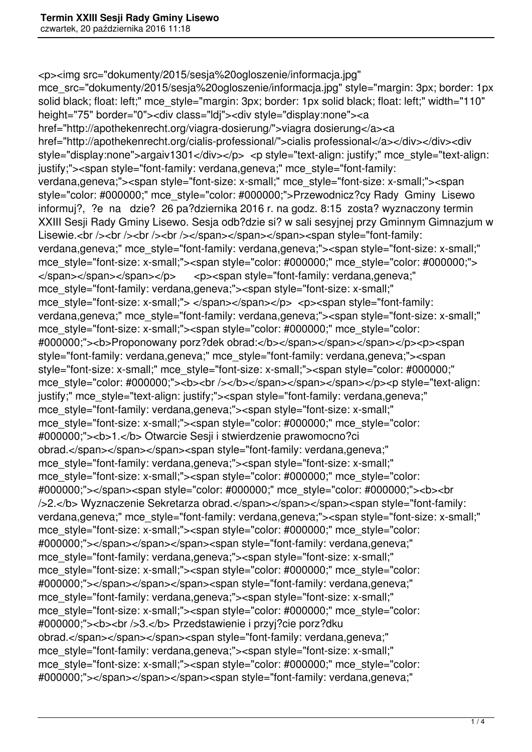```
<p><img src="dokumenty/2015/sesja%20ogloszenie/informacja.jpg"
mce_src="dokumenty/2015/sesja%20ogloszenie/informacja.jpg" style="margin: 3px; border: 1px
solid black; float: left;" mce_style="margin: 3px; border: 1px solid black; float: left;" width="110"
height="75" border="0"><div class="ldj"><div style="display:none"><a
href="http://apothekenrecht.org/viagra-dosierung/">viagra dosierung</a><a
href="http://apothekenrecht.org/cialis-professional/">cialis professional</a></div></div><div
style="display:none">argaiv1301</div></p>  <p style="text-align: justify;" mce_style="text-align:
justify;"><span style="font-family: verdana,geneva;" mce_style="font-family:
verdana,geneva;"><span style="font-size: x-small;" mce_style="font-size: x-small;"><span
style="color: #000000;" mce_style="color: #000000;">Przewodnicz?cy Rady  Gminy  Lisewo
informuj?,  ?e  na  dzie?  26 pa?dziernika 2016 r. na godz. 8:15  zosta? wyznaczony termin
XXIII Sesji Rady Gminy Lisewo. Sesja odb?dzie si? w sali sesyjnej przy Gminnym Gimnazjum w
Lisewie.<br /><br /><br /><br /></span></span></span><span style="font-family:
verdana,geneva;" mce_style="font-family: verdana,geneva;"><span style="font-size: x-small;"
mce_style="font-size: x-small;"><span style="color: #000000;" mce_style="color: #000000;">
</span></span></span></p>      <p><span style="font-family: verdana,geneva;"
mce_style="font-family: verdana,geneva;"><span style="font-size: x-small;"
mce_style="font-size: x-small;"> </span></span></p>  <p><span style="font-family:
verdana,geneva;" mce_style="font-family: verdana,geneva;"><span style="font-size: x-small;"
mce_style="font-size: x-small;"><span style="color: #000000;" mce_style="color:
#000000;"><b>Proponowany porz?dek obrad:</b></span></span></span></p><p><span
style="font-family: verdana,geneva;" mce_style="font-family: verdana,geneva;"><span
style="font-size: x-small;" mce_style="font-size: x-small;"><span style="color: #000000;"
mce_style="color: #000000;"><b><br /></b></span></span></span></p><p style="text-align:
justify;" mce_style="text-align: justify;"><span style="font-family: verdana,geneva;"
mce_style="font-family: verdana,geneva;"><span style="font-size: x-small;"
mce_style="font-size: x-small;"><span style="color: #000000;" mce_style="color:
#000000;"><b>1.</b> Otwarcie Sesji i stwierdzenie prawomocno?ci
obrad.</span></span></span><span style="font-family: verdana,geneva;"
mce_style="font-family: verdana,geneva;"><span style="font-size: x-small;"
mce_style="font-size: x-small;"><span style="color: #000000;" mce_style="color:
#000000;"></span><span style="color: #000000;" mce_style="color: #000000;"><b><br
/>2.</b> Wyznaczenie Sekretarza obrad.</span></span></span><span style="font-family:
verdana,geneva;" mce_style="font-family: verdana,geneva;"><span style="font-size: x-small;"
mce_style="font-size: x-small;"><span style="color: #000000;" mce_style="color:
#000000;"></span></span></span><span style="font-family: verdana,geneva;"
mce_style="font-family: verdana,geneva;"><span style="font-size: x-small;"
mce_style="font-size: x-small;"><span style="color: #000000;" mce_style="color:
#000000;"></span></span></span><span style="font-family: verdana,geneva;"
mce_style="font-family: verdana,geneva;"><span style="font-size: x-small;"
mce_style="font-size: x-small;"><span style="color: #000000;" mce_style="color:
#000000;"><b><br />3.</b> Przedstawienie i przyj?cie porz?dku
obrad.</span></span></span><span style="font-family: verdana,geneva;"
mce_style="font-family: verdana,geneva;"><span style="font-size: x-small;"
mce_style="font-size: x-small;"><span style="color: #000000;" mce_style="color:
#000000;"></span></span></span><span style="font-family: verdana,geneva;"
```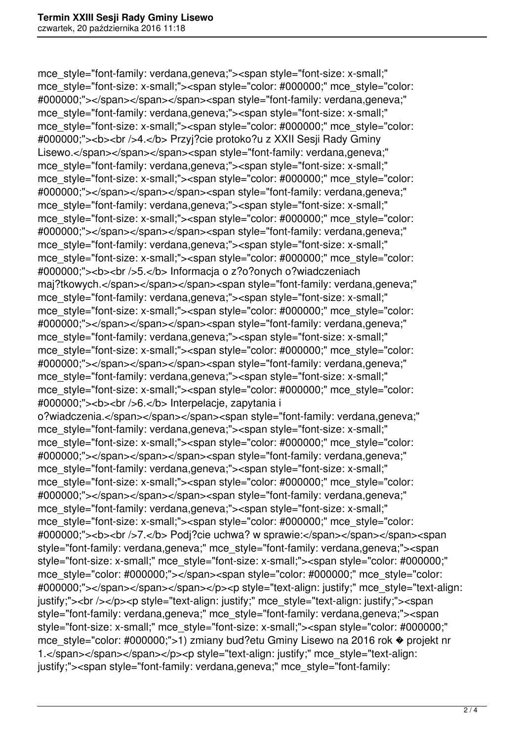mce_style="font-family: verdana,geneva;"><span style="font-size: x-small;" mce_style="font-size: x-small;"><span style="color: #000000;" mce_style="color: #000000;"></span></span></span><span style="font-family: verdana,geneva;" mce_style="font-family: verdana,geneva;"><span style="font-size: x-small;" mce_style="font-size: x-small;"><span style="color: #000000;" mce_style="color: #000000;"><b><br />4.</b> Przyj?cie protoko?u z XXII Sesji Rady Gminy Lisewo.</span></span></span><span style="font-family: verdana,geneva;" mce_style="font-family: verdana,geneva;"><span style="font-size: x-small;" mce_style="font-size: x-small;"><span style="color: #000000;" mce_style="color: #000000;"></span></span></span><span style="font-family: verdana,geneva;" mce_style="font-family: verdana,geneva;"><span style="font-size: x-small;" mce_style="font-size: x-small;"><span style="color: #000000;" mce_style="color: #000000;"></span></span></span><span style="font-family: verdana,geneva;" mce_style="font-family: verdana,geneva;"><span style="font-size: x-small;" mce_style="font-size: x-small;"><span style="color: #000000;" mce_style="color: #000000;"><b><br />5.</b> Informacja o z?o?onych o?wiadczeniach maj?tkowych.</span></span></span><span style="font-family: verdana,geneva;" mce_style="font-family: verdana,geneva;"><span style="font-size: x-small;" mce_style="font-size: x-small;"><span style="color: #000000;" mce_style="color: #000000;"></span></span></span><span style="font-family: verdana,geneva;" mce_style="font-family: verdana,geneva;"><span style="font-size: x-small;" mce_style="font-size: x-small;"><span style="color: #000000;" mce_style="color: #000000;"></span></span></span><span style="font-family: verdana,geneva;" mce_style="font-family: verdana,geneva;"><span style="font-size: x-small;" mce_style="font-size: x-small;"><span style="color: #000000;" mce_style="color: #000000;"><b><br />6.</b> Interpelacje, zapytania i o?wiadczenia.</span></span></span><span style="font-family: verdana,geneva;" mce_style="font-family: verdana,geneva;"><span style="font-size: x-small;" mce_style="font-size: x-small;"><span style="color: #000000;" mce_style="color: #000000;"></span></span></span><span style="font-family: verdana,geneva;" mce_style="font-family: verdana,geneva;"><span style="font-size: x-small;" mce_style="font-size: x-small;"><span style="color: #000000;" mce_style="color: #000000;"></span></span></span><span style="font-family: verdana,geneva;" mce_style="font-family: verdana,geneva;"><span style="font-size: x-small;" mce_style="font-size: x-small;"><span style="color: #000000;" mce_style="color: #000000;"><b><br />7.</b> Podj?cie uchwa? w sprawie:</span></span></span><span style="font-family: verdana,geneva;" mce_style="font-family: verdana,geneva;"><span style="font-size: x-small;" mce_style="font-size: x-small;"><span style="color: #000000;" mce_style="color: #000000;"></span><span style="color: #000000;" mce_style="color: #000000;"></span></span></span></p><p style="text-align: justify;" mce_style="text-align: justify;"><br /></p><p style="text-align: justify;" mce_style="text-align: justify;"><span style="font-family: verdana,geneva;" mce_style="font-family: verdana,geneva;"><span style="font-size: x-small;" mce_style="font-size: x-small;"><span style="color: #000000;" mce_style="color: #000000;">1) zmiany bud?etu Gminy Lisewo na 2016 rok � projekt nr 1.</span></span></span></p><p style="text-align: justify;" mce_style="text-align: justify;"><span style="font-family: verdana,geneva;" mce_style="font-family: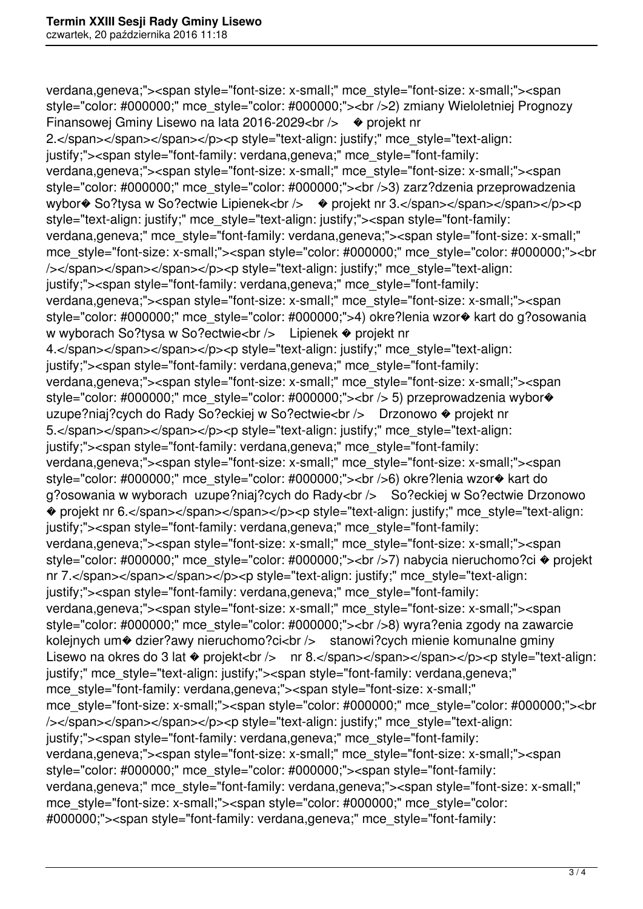verdana,geneva;"><span style="font-size: x-small;" mce_style="font-size: x-small;"><span style="color: #000000;" mce_style="color: #000000;"><br />2) zmiany Wieloletniej Prognozy Finansowej Gminy Lisewo na lata 2016-2029<br />    � projekt nr 2.</span></span></span></p><p style="text-align: justify;" mce_style="text-align: justify;"><span style="font-family: verdana,geneva;" mce_style="font-family: verdana,geneva;"><span style="font-size: x-small;" mce_style="font-size: x-small;"><span style="color: #000000;" mce_style="color: #000000;"><br />3) zarz?dzenia przeprowadzenia wybor� So?tysa w So?ectwie Lipienek<br />    � projekt nr 3.</span></span></span></p><p style="text-align: justify;" mce_style="text-align: justify;"><span style="font-family: verdana,geneva;" mce_style="font-family: verdana,geneva;"><span style="font-size: x-small;" mce_style="font-size: x-small;"><span style="color: #000000;" mce_style="color: #000000;"><br /></span></span></span></p><p style="text-align: justify;" mce_style="text-align: justify;"><span style="font-family: verdana,geneva;" mce_style="font-family: verdana,geneva;"><span style="font-size: x-small;" mce_style="font-size: x-small;"><span style="color: #000000;" mce_style="color: #000000;">4) okre?lenia wzor� kart do g?osowania w wyborach So?tysa w So?ectwie<br />    Lipienek � projekt nr 4.</span></span></span></p><p style="text-align: justify;" mce_style="text-align: justify;"><span style="font-family: verdana,geneva;" mce_style="font-family: verdana,geneva;"><span style="font-size: x-small;" mce_style="font-size: x-small;"><span style="color: #000000;" mce_style="color: #000000;"><br /> 5) przeprowadzenia wybor� uzupe?niaj?cych do Rady So?eckiej w So?ectwie<br />    Drzonowo � projekt nr 5.</span></span></span></p><p style="text-align: justify;" mce_style="text-align: justify;"><span style="font-family: verdana,geneva;" mce_style="font-family: verdana,geneva;"><span style="font-size: x-small;" mce_style="font-size: x-small;"><span style="color: #000000;" mce_style="color: #000000;"><br />6) okre?lenia wzor� kart do g?osowania w wyborach  uzupe?niaj?cych do Rady<br />    So?eckiej w So?ectwie Drzonowo � projekt nr 6.</span></span></span></p><p style="text-align: justify;" mce_style="text-align: justify;"><span style="font-family: verdana,geneva;" mce_style="font-family: verdana,geneva;"><span style="font-size: x-small;" mce_style="font-size: x-small;"><span style="color: #000000;" mce_style="color: #000000;"><br />7) nabycia nieruchomo?ci � projekt nr 7.</span></span></span></p><p style="text-align: justify;" mce_style="text-align: justify;"><span style="font-family: verdana,geneva;" mce_style="font-family: verdana,geneva;"><span style="font-size: x-small;" mce_style="font-size: x-small;"><span style="color: #000000;" mce_style="color: #000000;"><br />8) wyra?enia zgody na zawarcie kolejnych um� dzier?awy nieruchomo?ci<br />    stanowi?cych mienie komunalne gminy Lisewo na okres do 3 lat � projekt<br />    nr 8.</span></span></span></p><p style="text-align: justify;" mce_style="text-align: justify;"><span style="font-family: verdana,geneva;" mce_style="font-family: verdana,geneva;"><span style="font-size: x-small;" mce_style="font-size: x-small;"><span style="color: #000000;" mce_style="color: #000000;"><br /></span></span></span></p><p style="text-align: justify;" mce_style="text-align: justify;"><span style="font-family: verdana,geneva;" mce_style="font-family: verdana,geneva;"><span style="font-size: x-small;" mce_style="font-size: x-small;"><span style="color: #000000;" mce_style="color: #000000;"><span style="font-family: verdana,geneva;" mce_style="font-family: verdana,geneva;"><span style="font-size: x-small;" mce_style="font-size: x-small;"><span style="color: #000000;" mce_style="color: #000000;"><span style="font-family: verdana,geneva;" mce_style="font-family: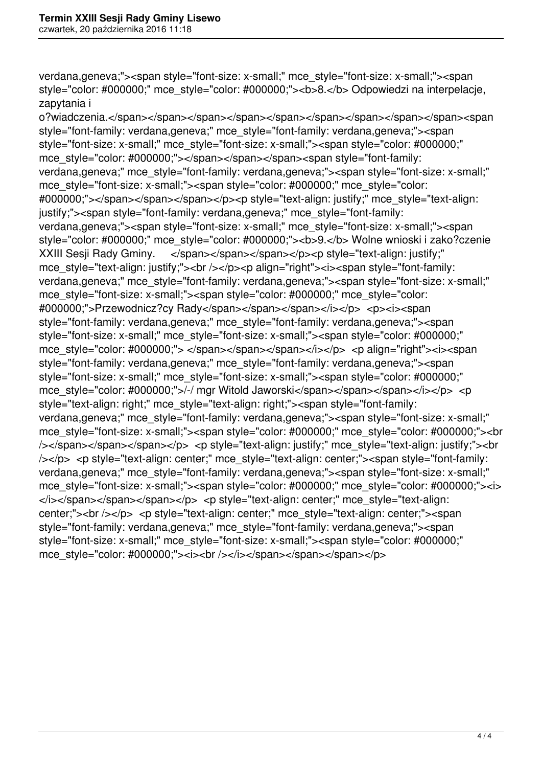verdana,geneva;"><span style="font-size: x-small;" mce_style="font-size: x-small;"><span style="color: #000000;" mce_style="color: #000000;"><b>8.</b> Odpowiedzi na interpelacje, zapytania i o?wiadczenia.</span></span></span></span></span></span></span></span></span><span style="font-family: verdana,geneva;" mce_style="font-family: verdana,geneva;"><span style="font-size: x-small;" mce_style="font-size: x-small;"><span style="color: #000000;" mce_style="color: #000000;"></span></span></span><span style="font-family: verdana,geneva;" mce_style="font-family: verdana,geneva;"><span style="font-size: x-small;" mce_style="font-size: x-small;"><span style="color: #000000;" mce_style="color: #000000;"></span></span></span></p><p style="text-align: justify;" mce_style="text-align: justify;"><span style="font-family: verdana,geneva;" mce_style="font-family: verdana,geneva;"><span style="font-size: x-small;" mce_style="font-size: x-small;"><span style="color: #000000;" mce_style="color: #000000;"><b>9.</b> Wolne wnioski i zako?czenie XXIII Sesji Rady Gminy.    </span></span></span></p><p style="text-align: justify;" mce_style="text-align: justify;"><br /></p><p align="right"><i><span style="font-family: verdana,geneva;" mce_style="font-family: verdana,geneva;"><span style="font-size: x-small;" mce_style="font-size: x-small;"><span style="color: #000000;" mce_style="color: #000000;">Przewodnicz?cy Rady</span></span></span></i></p>  <p><i><span style="font-family: verdana,geneva;" mce_style="font-family: verdana,geneva;"><span style="font-size: x-small;" mce_style="font-size: x-small;"><span style="color: #000000;" mce_style="color: #000000;"> </span></span></span></i></p>  <p align="right"><i><span style="font-family: verdana,geneva;" mce_style="font-family: verdana,geneva;"><span style="font-size: x-small;" mce_style="font-size: x-small;"><span style="color: #000000;" mce_style="color: #000000;">/-/ mgr Witold Jaworski</span></span></span></i></p>  <p style="text-align: right;" mce_style="text-align: right;"><span style="font-family: verdana,geneva;" mce_style="font-family: verdana,geneva;"><span style="font-size: x-small;" mce_style="font-size: x-small;"><span style="color: #000000;" mce_style="color: #000000;"><br /></span></span></span></p>  <p style="text-align: justify;" mce_style="text-align: justify;"><br /></p>  <p style="text-align: center;" mce_style="text-align: center;"><span style="font-family: verdana,geneva;" mce_style="font-family: verdana,geneva;"><span style="font-size: x-small;" mce_style="font-size: x-small;"><span style="color: #000000;" mce_style="color: #000000;"><i> </i></span></span></span></p>  <p style="text-align: center;" mce_style="text-align: center;"><br /></p>  <p style="text-align: center;" mce_style="text-align: center;"><span style="font-family: verdana,geneva;" mce_style="font-family: verdana,geneva;"><span style="font-size: x-small;" mce_style="font-size: x-small;"><span style="color: #000000;" mce_style="color: #000000;"><i><br /></i></span></span></span></p>